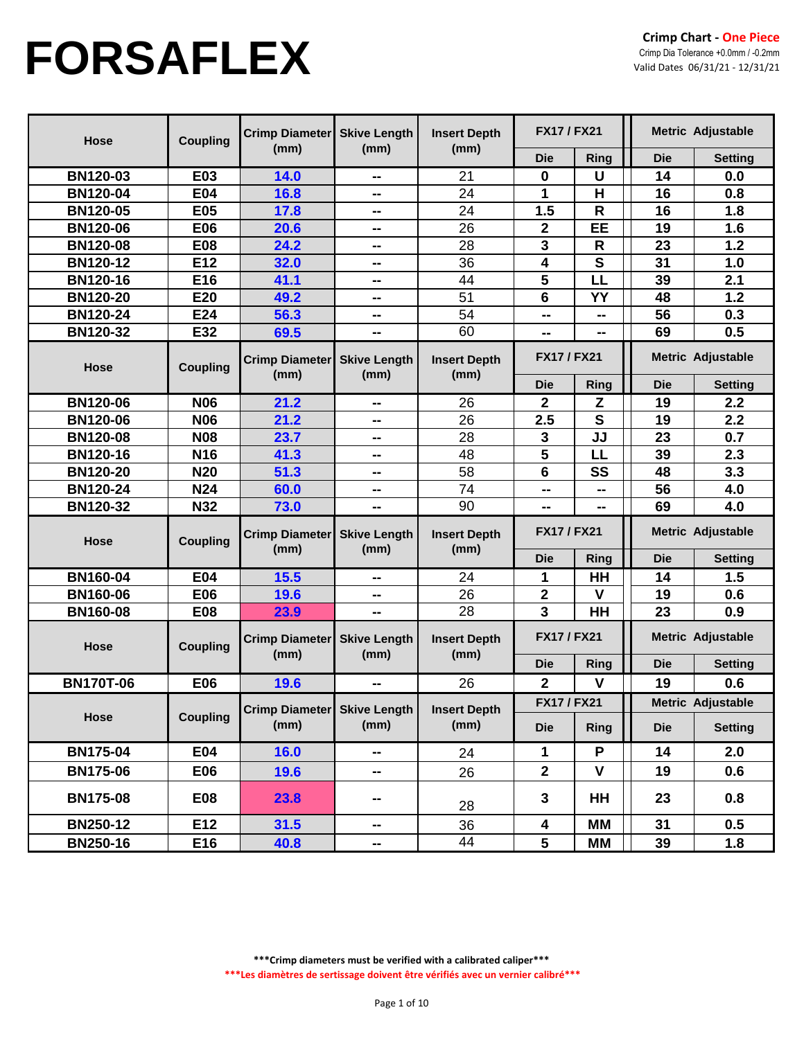# FORSAFLEX

**Crimp Chart - One Piece**
Crimp Dia Tolerance +0.0mm / -0.2mm
Valid Dates 06/31/21 - 12/31/21

| Hose | Coupling | Crimp Diameter (mm) | Skive Length (mm) | Insert Depth (mm) | FX17 / FX21 | | Metric Adjustable | |
|---|---|---|---|---|---|---|---|---|
| | | | | | Die | Ring | Die | Setting |
| BN120-03 | E03 | 14.0 | -- | 21 | 0 | U | 14 | 0.0 |
| BN120-04 | E04 | 16.8 | -- | 24 | 1 | H | 16 | 0.8 |
| BN120-05 | E05 | 17.8 | -- | 24 | 1.5 | R | 16 | 1.8 |
| BN120-06 | E06 | 20.6 | -- | 26 | 2 | EE | 19 | 1.6 |
| BN120-08 | E08 | 24.2 | -- | 28 | 3 | R | 23 | 1.2 |
| BN120-12 | E12 | 32.0 | -- | 36 | 4 | S | 31 | 1.0 |
| BN120-16 | E16 | 41.1 | -- | 44 | 5 | LL | 39 | 2.1 |
| BN120-20 | E20 | 49.2 | -- | 51 | 6 | YY | 48 | 1.2 |
| BN120-24 | E24 | 56.3 | -- | 54 | -- | -- | 56 | 0.3 |
| BN120-32 | E32 | 69.5 | -- | 60 | -- | -- | 69 | 0.5 |

| Hose | Coupling | Crimp Diameter (mm) | Skive Length (mm) | Insert Depth (mm) | FX17 / FX21 | | Metric Adjustable | |
|---|---|---|---|---|---|---|---|---|
| | | | | | Die | Ring | Die | Setting |
| BN120-06 | N06 | 21.2 | -- | 26 | 2 | Z | 19 | 2.2 |
| BN120-06 | N06 | 21.2 | -- | 26 | 2.5 | S | 19 | 2.2 |
| BN120-08 | N08 | 23.7 | -- | 28 | 3 | JJ | 23 | 0.7 |
| BN120-16 | N16 | 41.3 | -- | 48 | 5 | LL | 39 | 2.3 |
| BN120-20 | N20 | 51.3 | -- | 58 | 6 | SS | 48 | 3.3 |
| BN120-24 | N24 | 60.0 | -- | 74 | -- | -- | 56 | 4.0 |
| BN120-32 | N32 | 73.0 | -- | 90 | -- | -- | 69 | 4.0 |

| Hose | Coupling | Crimp Diameter (mm) | Skive Length (mm) | Insert Depth (mm) | FX17 / FX21 | | Metric Adjustable | |
|---|---|---|---|---|---|---|---|---|
| | | | | | Die | Ring | Die | Setting |
| BN160-04 | E04 | 15.5 | -- | 24 | 1 | HH | 14 | 1.5 |
| BN160-06 | E06 | 19.6 | -- | 26 | 2 | V | 19 | 0.6 |
| BN160-08 | E08 | 23.9 | -- | 28 | 3 | HH | 23 | 0.9 |

| Hose | Coupling | Crimp Diameter (mm) | Skive Length (mm) | Insert Depth (mm) | FX17 / FX21 | | Metric Adjustable | |
|---|---|---|---|---|---|---|---|---|
| | | | | | Die | Ring | Die | Setting |
| BN170T-06 | E06 | 19.6 | -- | 26 | 2 | V | 19 | 0.6 |

| Hose | Coupling | Crimp Diameter (mm) | Skive Length (mm) | Insert Depth (mm) | FX17 / FX21 | | Metric Adjustable | |
|---|---|---|---|---|---|---|---|---|
| | | | | | Die | Ring | Die | Setting |
| BN175-04 | E04 | 16.0 | -- | 24 | 1 | P | 14 | 2.0 |
| BN175-06 | E06 | 19.6 | -- | 26 | 2 | V | 19 | 0.6 |
| BN175-08 | E08 | 23.8 | -- | 28 | 3 | HH | 23 | 0.8 |
| BN250-12 | E12 | 31.5 | -- | 36 | 4 | MM | 31 | 0.5 |
| BN250-16 | E16 | 40.8 | -- | 44 | 5 | MM | 39 | 1.8 |

***Crimp diameters must be verified with a calibrated caliper***

***Les diamètres de sertissage doivent être vérifiés avec un vernier calibré***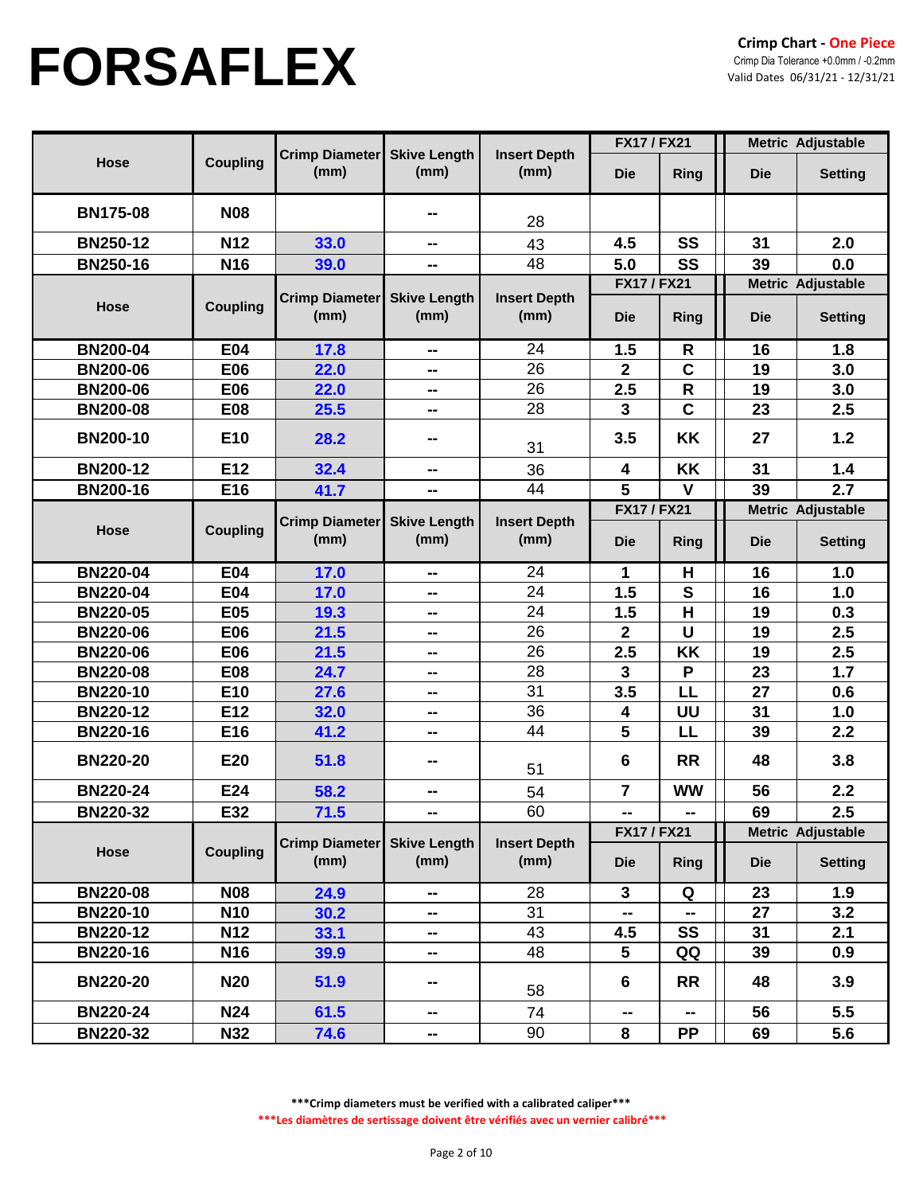# FORSAFLEX

**Crimp Chart - One Piece**

Crimp Dia Tolerance +0.0mm / -0.2mm

Valid Dates 06/31/21 - 12/31/21

| Hose | Coupling | Crimp Diameter (mm) | Skive Length (mm) | Insert Depth (mm) | FX17 / FX21 | | Metric Adjustable | |
|---|---|---|---|---|---|---|---|---|
| | | | | | Die | Ring | Die | Setting |
| BN175-08 | N08 | | -- | 28 | | | | |
| BN250-12 | N12 | 33.0 | -- | 43 | 4.5 | SS | 31 | 2.0 |
| BN250-16 | N16 | 39.0 | -- | 48 | 5.0 | SS | 39 | 0.0 |
| **Hose** | **Coupling** | **Crimp Diameter (mm)** | **Skive Length (mm)** | **Insert Depth (mm)** | **FX17 / FX21** | | **Metric Adjustable** | |
| | | | | | **Die** | **Ring** | **Die** | **Setting** |
| BN200-04 | E04 | 17.8 | -- | 24 | 1.5 | R | 16 | 1.8 |
| BN200-06 | E06 | 22.0 | -- | 26 | 2 | C | 19 | 3.0 |
| BN200-06 | E06 | 22.0 | -- | 26 | 2.5 | R | 19 | 3.0 |
| BN200-08 | E08 | 25.5 | -- | 28 | 3 | C | 23 | 2.5 |
| BN200-10 | E10 | 28.2 | -- | 31 | 3.5 | KK | 27 | 1.2 |
| BN200-12 | E12 | 32.4 | -- | 36 | 4 | KK | 31 | 1.4 |
| BN200-16 | E16 | 41.7 | -- | 44 | 5 | V | 39 | 2.7 |
| **Hose** | **Coupling** | **Crimp Diameter (mm)** | **Skive Length (mm)** | **Insert Depth (mm)** | **FX17 / FX21** | | **Metric Adjustable** | |
| | | | | | **Die** | **Ring** | **Die** | **Setting** |
| BN220-04 | E04 | 17.0 | -- | 24 | 1 | H | 16 | 1.0 |
| BN220-04 | E04 | 17.0 | -- | 24 | 1.5 | S | 16 | 1.0 |
| BN220-05 | E05 | 19.3 | -- | 24 | 1.5 | H | 19 | 0.3 |
| BN220-06 | E06 | 21.5 | -- | 26 | 2 | U | 19 | 2.5 |
| BN220-06 | E06 | 21.5 | -- | 26 | 2.5 | KK | 19 | 2.5 |
| BN220-08 | E08 | 24.7 | -- | 28 | 3 | P | 23 | 1.7 |
| BN220-10 | E10 | 27.6 | -- | 31 | 3.5 | LL | 27 | 0.6 |
| BN220-12 | E12 | 32.0 | -- | 36 | 4 | UU | 31 | 1.0 |
| BN220-16 | E16 | 41.2 | -- | 44 | 5 | LL | 39 | 2.2 |
| BN220-20 | E20 | 51.8 | -- | 51 | 6 | RR | 48 | 3.8 |
| BN220-24 | E24 | 58.2 | -- | 54 | 7 | WW | 56 | 2.2 |
| BN220-32 | E32 | 71.5 | -- | 60 | -- | -- | 69 | 2.5 |
| **Hose** | **Coupling** | **Crimp Diameter (mm)** | **Skive Length (mm)** | **Insert Depth (mm)** | **FX17 / FX21** | | **Metric Adjustable** | |
| | | | | | **Die** | **Ring** | **Die** | **Setting** |
| BN220-08 | N08 | 24.9 | -- | 28 | 3 | Q | 23 | 1.9 |
| BN220-10 | N10 | 30.2 | -- | 31 | -- | -- | 27 | 3.2 |
| BN220-12 | N12 | 33.1 | -- | 43 | 4.5 | SS | 31 | 2.1 |
| BN220-16 | N16 | 39.9 | -- | 48 | 5 | QQ | 39 | 0.9 |
| BN220-20 | N20 | 51.9 | -- | 58 | 6 | RR | 48 | 3.9 |
| BN220-24 | N24 | 61.5 | -- | 74 | -- | -- | 56 | 5.5 |
| BN220-32 | N32 | 74.6 | -- | 90 | 8 | PP | 69 | 5.6 |

**\*\*\*Crimp diameters must be verified with a calibrated caliper\*\*\***

**\*\*\*Les diamètres de sertissage doivent être vérifiés avec un vernier calibré\*\*\***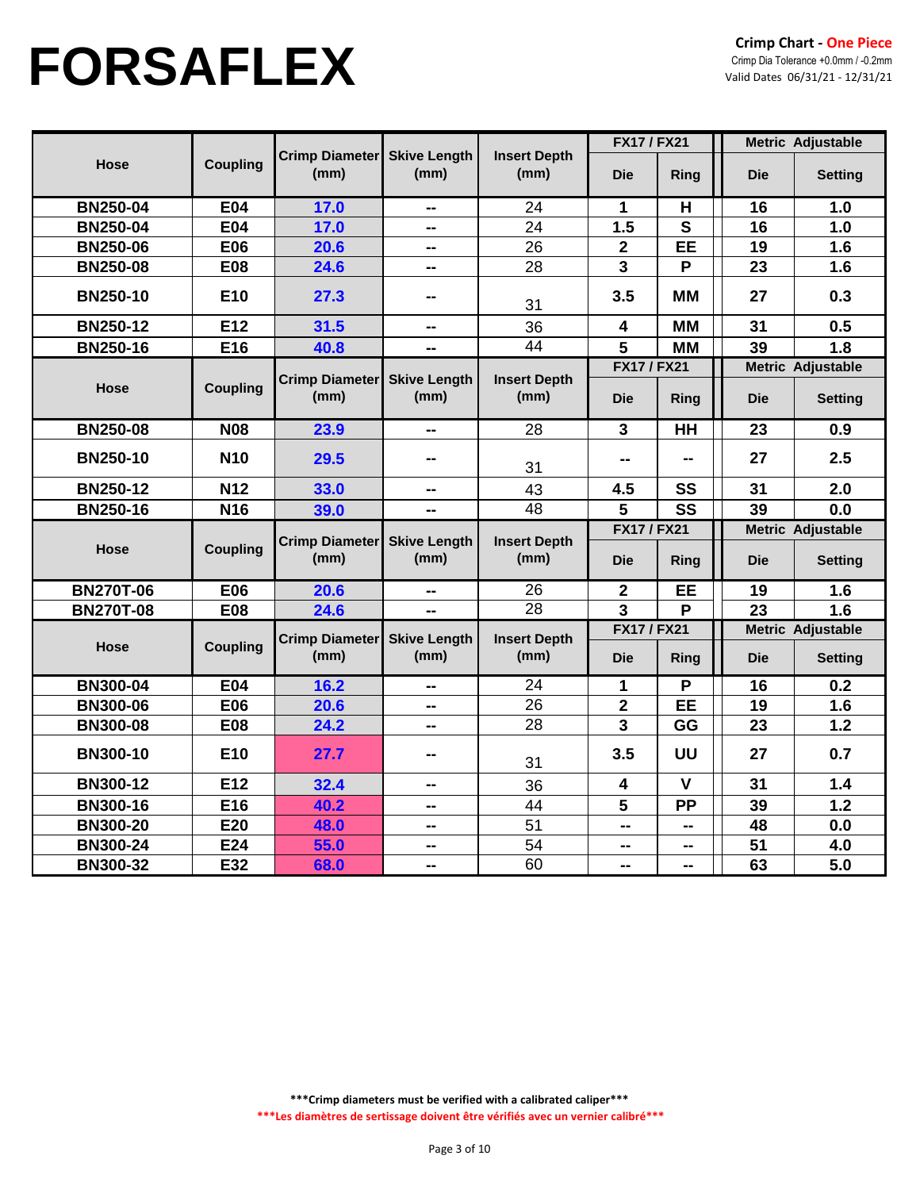# FORSAFLEX

**Crimp Chart - One Piece**
Crimp Dia Tolerance +0.0mm / -0.2mm
Valid Dates 06/31/21 - 12/31/21

| Hose | Coupling | Crimp Diameter (mm) | Skive Length (mm) | Insert Depth (mm) | FX17 / FX21 | | Metric Adjustable | |
|---|---|---|---|---|---|---|---|---|
| | | | | | Die | Ring | Die | Setting |
| BN250-04 | E04 | 17.0 | -- | 24 | 1 | H | 16 | 1.0 |
| BN250-04 | E04 | 17.0 | -- | 24 | 1.5 | S | 16 | 1.0 |
| BN250-06 | E06 | 20.6 | -- | 26 | 2 | EE | 19 | 1.6 |
| BN250-08 | E08 | 24.6 | -- | 28 | 3 | P | 23 | 1.6 |
| BN250-10 | E10 | 27.3 | -- | 31 | 3.5 | MM | 27 | 0.3 |
| BN250-12 | E12 | 31.5 | -- | 36 | 4 | MM | 31 | 0.5 |
| BN250-16 | E16 | 40.8 | -- | 44 | 5 | MM | 39 | 1.8 |

| Hose | Coupling | Crimp Diameter (mm) | Skive Length (mm) | Insert Depth (mm) | FX17 / FX21 | | Metric Adjustable | |
|---|---|---|---|---|---|---|---|---|
| | | | | | Die | Ring | Die | Setting |
| BN250-08 | N08 | 23.9 | -- | 28 | 3 | HH | 23 | 0.9 |
| BN250-10 | N10 | 29.5 | -- | 31 | -- | -- | 27 | 2.5 |
| BN250-12 | N12 | 33.0 | -- | 43 | 4.5 | SS | 31 | 2.0 |
| BN250-16 | N16 | 39.0 | -- | 48 | 5 | SS | 39 | 0.0 |

| Hose | Coupling | Crimp Diameter (mm) | Skive Length (mm) | Insert Depth (mm) | FX17 / FX21 | | Metric Adjustable | |
|---|---|---|---|---|---|---|---|---|
| | | | | | Die | Ring | Die | Setting |
| BN270T-06 | E06 | 20.6 | -- | 26 | 2 | EE | 19 | 1.6 |
| BN270T-08 | E08 | 24.6 | -- | 28 | 3 | P | 23 | 1.6 |

| Hose | Coupling | Crimp Diameter (mm) | Skive Length (mm) | Insert Depth (mm) | FX17 / FX21 | | Metric Adjustable | |
|---|---|---|---|---|---|---|---|---|
| | | | | | Die | Ring | Die | Setting |
| BN300-04 | E04 | 16.2 | -- | 24 | 1 | P | 16 | 0.2 |
| BN300-06 | E06 | 20.6 | -- | 26 | 2 | EE | 19 | 1.6 |
| BN300-08 | E08 | 24.2 | -- | 28 | 3 | GG | 23 | 1.2 |
| BN300-10 | E10 | 27.7 | -- | 31 | 3.5 | UU | 27 | 0.7 |
| BN300-12 | E12 | 32.4 | -- | 36 | 4 | V | 31 | 1.4 |
| BN300-16 | E16 | 40.2 | -- | 44 | 5 | PP | 39 | 1.2 |
| BN300-20 | E20 | 48.0 | -- | 51 | -- | -- | 48 | 0.0 |
| BN300-24 | E24 | 55.0 | -- | 54 | -- | -- | 51 | 4.0 |
| BN300-32 | E32 | 68.0 | -- | 60 | -- | -- | 63 | 5.0 |

**\*\*\*Crimp diameters must be verified with a calibrated caliper\*\*\***

**\*\*\*Les diamètres de sertissage doivent être vérifiés avec un vernier calibré\*\*\***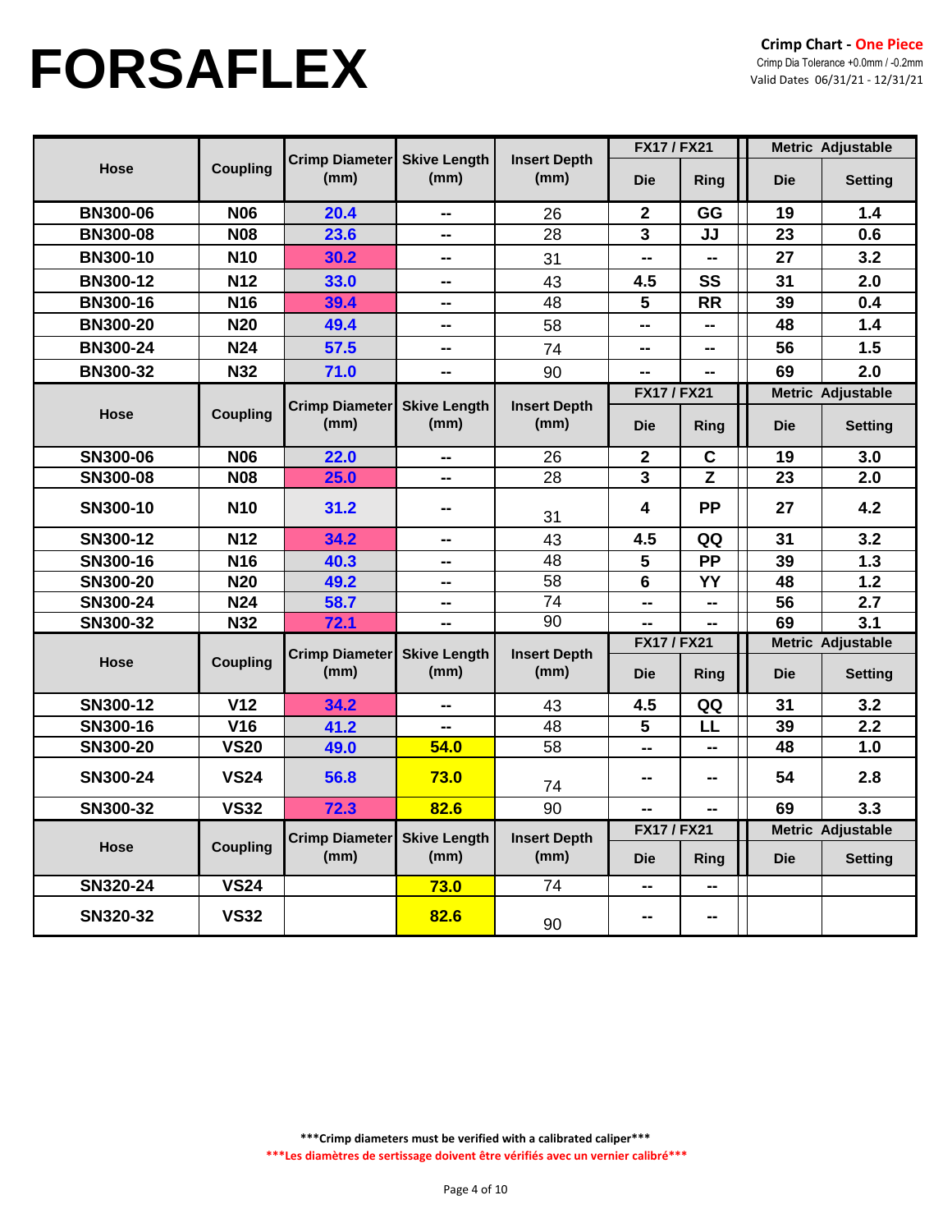# FORSAFLEX

**Crimp Chart - One Piece**
Crimp Dia Tolerance +0.0mm / -0.2mm
Valid Dates 06/31/21 - 12/31/21

| Hose | Coupling | Crimp Diameter (mm) | Skive Length (mm) | Insert Depth (mm) | FX17 / FX21 | | Metric Adjustable | |
|---|---|---|---|---|---|---|---|---|
| | | | | | Die | Ring | Die | Setting |
| BN300-06 | N06 | 20.4 | -- | 26 | 2 | GG | 19 | 1.4 |
| BN300-08 | N08 | 23.6 | -- | 28 | 3 | JJ | 23 | 0.6 |
| BN300-10 | N10 | 30.2 | -- | 31 | -- | -- | 27 | 3.2 |
| BN300-12 | N12 | 33.0 | -- | 43 | 4.5 | SS | 31 | 2.0 |
| BN300-16 | N16 | 39.4 | -- | 48 | 5 | RR | 39 | 0.4 |
| BN300-20 | N20 | 49.4 | -- | 58 | -- | -- | 48 | 1.4 |
| BN300-24 | N24 | 57.5 | -- | 74 | -- | -- | 56 | 1.5 |
| BN300-32 | N32 | 71.0 | -- | 90 | -- | -- | 69 | 2.0 |

| Hose | Coupling | Crimp Diameter (mm) | Skive Length (mm) | Insert Depth (mm) | FX17 / FX21 | | Metric Adjustable | |
|---|---|---|---|---|---|---|---|---|
| | | | | | Die | Ring | Die | Setting |
| SN300-06 | N06 | 22.0 | -- | 26 | 2 | C | 19 | 3.0 |
| SN300-08 | N08 | 25.0 | -- | 28 | 3 | Z | 23 | 2.0 |
| SN300-10 | N10 | 31.2 | -- | 31 | 4 | PP | 27 | 4.2 |
| SN300-12 | N12 | 34.2 | -- | 43 | 4.5 | QQ | 31 | 3.2 |
| SN300-16 | N16 | 40.3 | -- | 48 | 5 | PP | 39 | 1.3 |
| SN300-20 | N20 | 49.2 | -- | 58 | 6 | YY | 48 | 1.2 |
| SN300-24 | N24 | 58.7 | -- | 74 | -- | -- | 56 | 2.7 |
| SN300-32 | N32 | 72.1 | -- | 90 | -- | -- | 69 | 3.1 |

| Hose | Coupling | Crimp Diameter (mm) | Skive Length (mm) | Insert Depth (mm) | FX17 / FX21 | | Metric Adjustable | |
|---|---|---|---|---|---|---|---|---|
| | | | | | Die | Ring | Die | Setting |
| SN300-12 | V12 | 34.2 | -- | 43 | 4.5 | QQ | 31 | 3.2 |
| SN300-16 | V16 | 41.2 | -- | 48 | 5 | LL | 39 | 2.2 |
| SN300-20 | VS20 | 49.0 | 54.0 | 58 | -- | -- | 48 | 1.0 |
| SN300-24 | VS24 | 56.8 | 73.0 | 74 | -- | -- | 54 | 2.8 |
| SN300-32 | VS32 | 72.3 | 82.6 | 90 | -- | -- | 69 | 3.3 |

| Hose | Coupling | Crimp Diameter (mm) | Skive Length (mm) | Insert Depth (mm) | FX17 / FX21 | | Metric Adjustable | |
|---|---|---|---|---|---|---|---|---|
| | | | | | Die | Ring | Die | Setting |
| SN320-24 | VS24 | | 73.0 | 74 | -- | -- | | |
| SN320-32 | VS32 | | 82.6 | 90 | -- | -- | | |

***Crimp diameters must be verified with a calibrated caliper***

***Les diamètres de sertissage doivent être vérifiés avec un vernier calibré***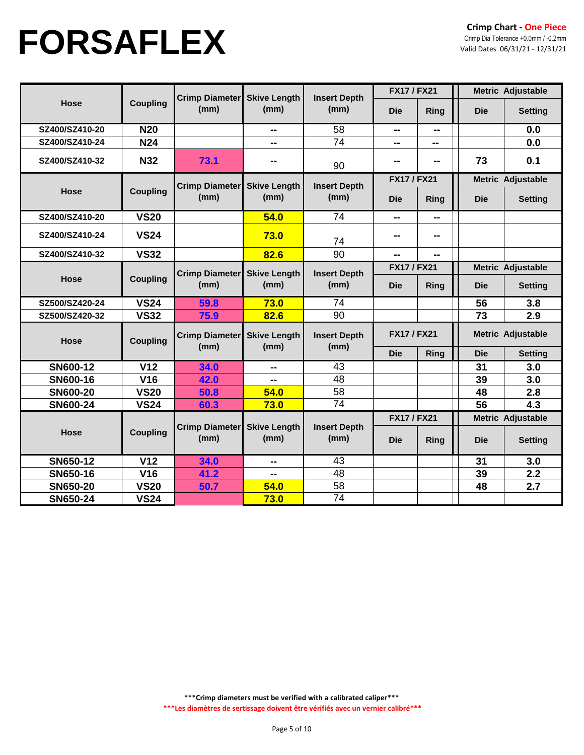# FORSAFLEX

**Crimp Chart - One Piece**

Crimp Dia Tolerance +0.0mm / -0.2mm

Valid Dates 06/31/21 - 12/31/21

| Hose | Coupling | Crimp Diameter (mm) | Skive Length (mm) | Insert Depth (mm) | FX17 / FX21 | | Metric Adjustable | |
|---|---|---|---|---|---|---|---|---|
| | | | | | Die | Ring | Die | Setting |
| SZ400/SZ410-20 | N20 | | -- | 58 | -- | -- | | 0.0 |
| SZ400/SZ410-24 | N24 | | -- | 74 | -- | -- | | 0.0 |
| SZ400/SZ410-32 | N32 | 73.1 | -- | 90 | -- | -- | 73 | 0.1 |

| Hose | Coupling | Crimp Diameter (mm) | Skive Length (mm) | Insert Depth (mm) | FX17 / FX21 | | Metric Adjustable | |
|---|---|---|---|---|---|---|---|---|
| | | | | | Die | Ring | Die | Setting |
| SZ400/SZ410-20 | VS20 | | 54.0 | 74 | -- | -- | | |
| SZ400/SZ410-24 | VS24 | | 73.0 | 74 | -- | -- | | |
| SZ400/SZ410-32 | VS32 | | 82.6 | 90 | -- | -- | | |

| Hose | Coupling | Crimp Diameter (mm) | Skive Length (mm) | Insert Depth (mm) | FX17 / FX21 | | Metric Adjustable | |
|---|---|---|---|---|---|---|---|---|
| | | | | | Die | Ring | Die | Setting |
| SZ500/SZ420-24 | VS24 | 59.8 | 73.0 | 74 | | | 56 | 3.8 |
| SZ500/SZ420-32 | VS32 | 75.9 | 82.6 | 90 | | | 73 | 2.9 |

| Hose | Coupling | Crimp Diameter (mm) | Skive Length (mm) | Insert Depth (mm) | FX17 / FX21 | | Metric Adjustable | |
|---|---|---|---|---|---|---|---|---|
| | | | | | Die | Ring | Die | Setting |
| SN600-12 | V12 | 34.0 | -- | 43 | | | 31 | 3.0 |
| SN600-16 | V16 | 42.0 | -- | 48 | | | 39 | 3.0 |
| SN600-20 | VS20 | 50.8 | 54.0 | 58 | | | 48 | 2.8 |
| SN600-24 | VS24 | 60.3 | 73.0 | 74 | | | 56 | 4.3 |

| Hose | Coupling | Crimp Diameter (mm) | Skive Length (mm) | Insert Depth (mm) | FX17 / FX21 | | Metric Adjustable | |
|---|---|---|---|---|---|---|---|---|
| | | | | | Die | Ring | Die | Setting |
| SN650-12 | V12 | 34.0 | -- | 43 | | | 31 | 3.0 |
| SN650-16 | V16 | 41.2 | -- | 48 | | | 39 | 2.2 |
| SN650-20 | VS20 | 50.7 | 54.0 | 58 | | | 48 | 2.7 |
| SN650-24 | VS24 | | 73.0 | 74 | | | | |

**\*\*\*Crimp diameters must be verified with a calibrated caliper\*\*\***

**\*\*\*Les diamètres de sertissage doivent être vérifiés avec un vernier calibré\*\*\***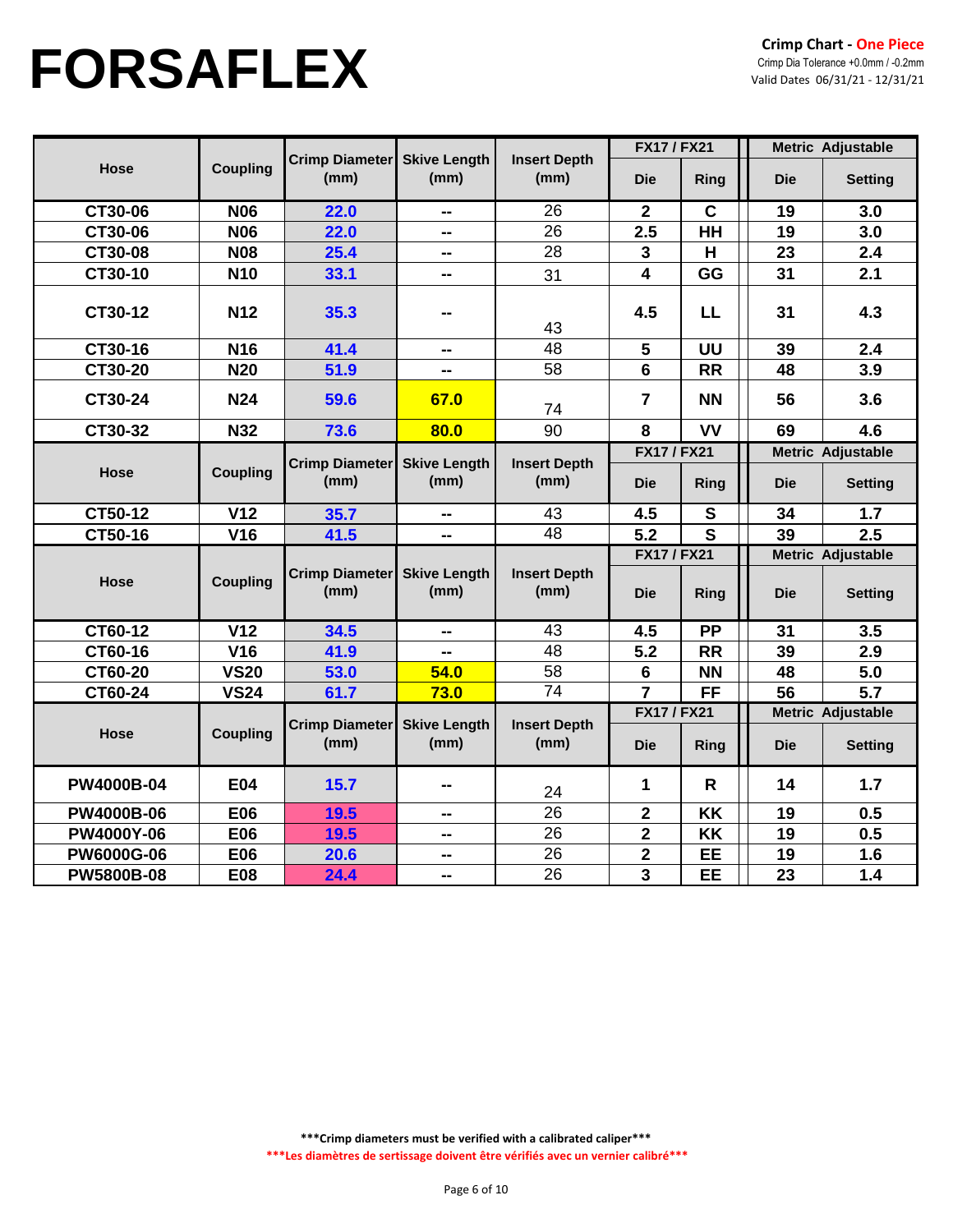# FORSAFLEX

**Crimp Chart - One Piece**
Crimp Dia Tolerance +0.0mm / -0.2mm
Valid Dates 06/31/21 - 12/31/21

| Hose | Coupling | Crimp Diameter (mm) | Skive Length (mm) | Insert Depth (mm) | FX17 / FX21 | | Metric Adjustable | |
|---|---|---|---|---|---|---|---|---|
| | | | | | Die | Ring | Die | Setting |
| CT30-06 | N06 | 22.0 | -- | 26 | 2 | C | 19 | 3.0 |
| CT30-06 | N06 | 22.0 | -- | 26 | 2.5 | HH | 19 | 3.0 |
| CT30-08 | N08 | 25.4 | -- | 28 | 3 | H | 23 | 2.4 |
| CT30-10 | N10 | 33.1 | -- | 31 | 4 | GG | 31 | 2.1 |
| CT30-12 | N12 | 35.3 | -- | 43 | 4.5 | LL | 31 | 4.3 |
| CT30-16 | N16 | 41.4 | -- | 48 | 5 | UU | 39 | 2.4 |
| CT30-20 | N20 | 51.9 | -- | 58 | 6 | RR | 48 | 3.9 |
| CT30-24 | N24 | 59.6 | 67.0 | 74 | 7 | NN | 56 | 3.6 |
| CT30-32 | N32 | 73.6 | 80.0 | 90 | 8 | VV | 69 | 4.6 |

| Hose | Coupling | Crimp Diameter (mm) | Skive Length (mm) | Insert Depth (mm) | FX17 / FX21 | | Metric Adjustable | |
|---|---|---|---|---|---|---|---|---|
| | | | | | Die | Ring | Die | Setting |
| CT50-12 | V12 | 35.7 | -- | 43 | 4.5 | S | 34 | 1.7 |
| CT50-16 | V16 | 41.5 | -- | 48 | 5.2 | S | 39 | 2.5 |

| Hose | Coupling | Crimp Diameter (mm) | Skive Length (mm) | Insert Depth (mm) | FX17 / FX21 | | Metric Adjustable | |
|---|---|---|---|---|---|---|---|---|
| | | | | | Die | Ring | Die | Setting |
| CT60-12 | V12 | 34.5 | -- | 43 | 4.5 | PP | 31 | 3.5 |
| CT60-16 | V16 | 41.9 | -- | 48 | 5.2 | RR | 39 | 2.9 |
| CT60-20 | VS20 | 53.0 | 54.0 | 58 | 6 | NN | 48 | 5.0 |
| CT60-24 | VS24 | 61.7 | 73.0 | 74 | 7 | FF | 56 | 5.7 |

| Hose | Coupling | Crimp Diameter (mm) | Skive Length (mm) | Insert Depth (mm) | FX17 / FX21 | | Metric Adjustable | |
|---|---|---|---|---|---|---|---|---|
| | | | | | Die | Ring | Die | Setting |
| PW4000B-04 | E04 | 15.7 | -- | 24 | 1 | R | 14 | 1.7 |
| PW4000B-06 | E06 | 19.5 | -- | 26 | 2 | KK | 19 | 0.5 |
| PW4000Y-06 | E06 | 19.5 | -- | 26 | 2 | KK | 19 | 0.5 |
| PW6000G-06 | E06 | 20.6 | -- | 26 | 2 | EE | 19 | 1.6 |
| PW5800B-08 | E08 | 24.4 | -- | 26 | 3 | EE | 23 | 1.4 |

***Crimp diameters must be verified with a calibrated caliper***

***Les diamètres de sertissage doivent être vérifiés avec un vernier calibré***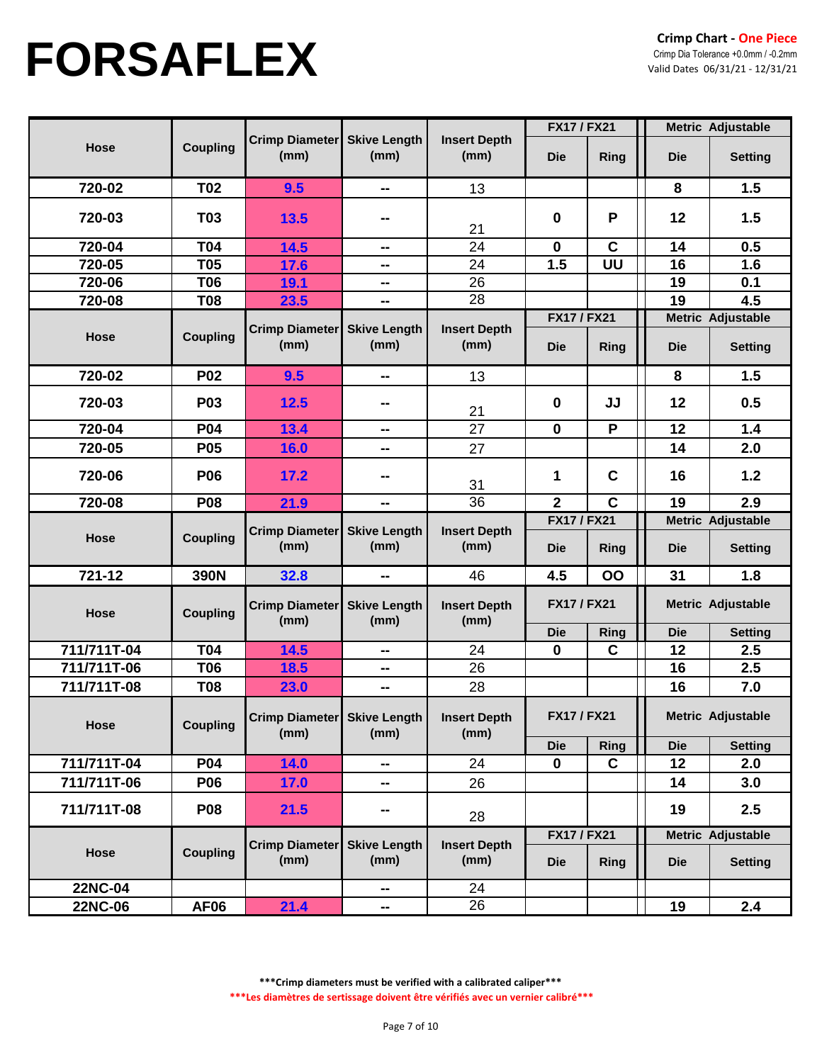# FORSAFLEX

**Crimp Chart - One Piece**
Crimp Dia Tolerance +0.0mm / -0.2mm
Valid Dates 06/31/21 - 12/31/21

| Hose | Coupling | Crimp Diameter (mm) | Skive Length (mm) | Insert Depth (mm) | FX17 / FX21 | | Metric Adjustable | |
|---|---|---|---|---|---|---|---|---|
| | | | | | Die | Ring | Die | Setting |
| 720-02 | T02 | 9.5 | -- | 13 | | | 8 | 1.5 |
| 720-03 | T03 | 13.5 | -- | 21 | 0 | P | 12 | 1.5 |
| 720-04 | T04 | 14.5 | -- | 24 | 0 | C | 14 | 0.5 |
| 720-05 | T05 | 17.6 | -- | 24 | 1.5 | UU | 16 | 1.6 |
| 720-06 | T06 | 19.1 | -- | 26 | | | 19 | 0.1 |
| 720-08 | T08 | 23.5 | -- | 28 | | | 19 | 4.5 |

| Hose | Coupling | Crimp Diameter (mm) | Skive Length (mm) | Insert Depth (mm) | FX17 / FX21 | | Metric Adjustable | |
|---|---|---|---|---|---|---|---|---|
| | | | | | Die | Ring | Die | Setting |
| 720-02 | P02 | 9.5 | -- | 13 | | | 8 | 1.5 |
| 720-03 | P03 | 12.5 | -- | 21 | 0 | JJ | 12 | 0.5 |
| 720-04 | P04 | 13.4 | -- | 27 | 0 | P | 12 | 1.4 |
| 720-05 | P05 | 16.0 | -- | 27 | | | 14 | 2.0 |
| 720-06 | P06 | 17.2 | -- | 31 | 1 | C | 16 | 1.2 |
| 720-08 | P08 | 21.9 | -- | 36 | 2 | C | 19 | 2.9 |

| Hose | Coupling | Crimp Diameter (mm) | Skive Length (mm) | Insert Depth (mm) | FX17 / FX21 | | Metric Adjustable | |
|---|---|---|---|---|---|---|---|---|
| | | | | | Die | Ring | Die | Setting |
| 721-12 | 390N | 32.8 | -- | 46 | 4.5 | OO | 31 | 1.8 |

| Hose | Coupling | Crimp Diameter (mm) | Skive Length (mm) | Insert Depth (mm) | FX17 / FX21 | | Metric Adjustable | |
|---|---|---|---|---|---|---|---|---|
| | | | | | Die | Ring | Die | Setting |
| 711/711T-04 | T04 | 14.5 | -- | 24 | 0 | C | 12 | 2.5 |
| 711/711T-06 | T06 | 18.5 | -- | 26 | | | 16 | 2.5 |
| 711/711T-08 | T08 | 23.0 | -- | 28 | | | 16 | 7.0 |

| Hose | Coupling | Crimp Diameter (mm) | Skive Length (mm) | Insert Depth (mm) | FX17 / FX21 | | Metric Adjustable | |
|---|---|---|---|---|---|---|---|---|
| | | | | | Die | Ring | Die | Setting |
| 711/711T-04 | P04 | 14.0 | -- | 24 | 0 | C | 12 | 2.0 |
| 711/711T-06 | P06 | 17.0 | -- | 26 | | | 14 | 3.0 |
| 711/711T-08 | P08 | 21.5 | -- | 28 | | | 19 | 2.5 |

| Hose | Coupling | Crimp Diameter (mm) | Skive Length (mm) | Insert Depth (mm) | FX17 / FX21 | | Metric Adjustable | |
|---|---|---|---|---|---|---|---|---|
| | | | | | Die | Ring | Die | Setting |
| 22NC-04 | | | -- | 24 | | | | |
| 22NC-06 | AF06 | 21.4 | -- | 26 | | | 19 | 2.4 |

***Crimp diameters must be verified with a calibrated caliper***

***Les diamètres de sertissage doivent être vérifiés avec un vernier calibré***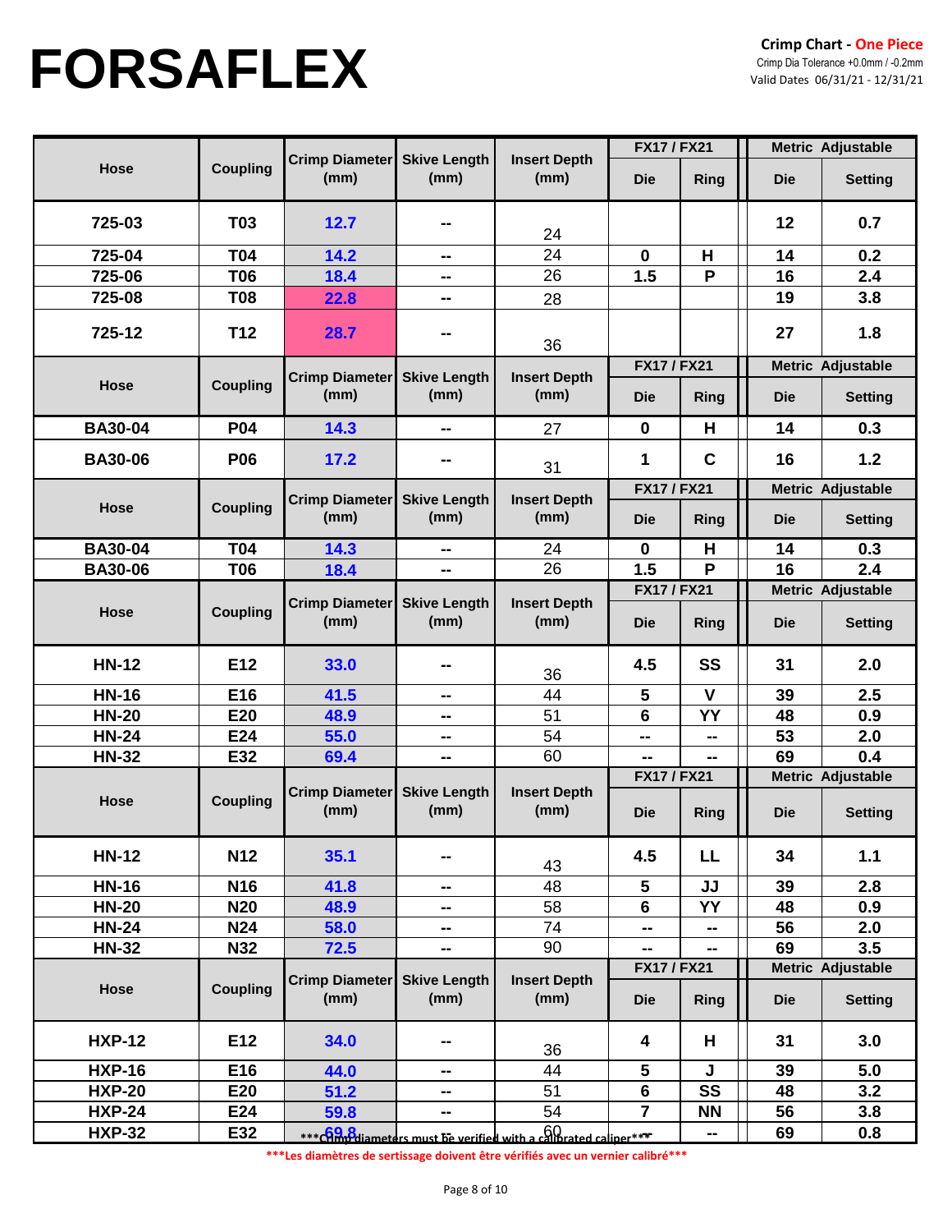# FORSAFLEX

**Crimp Chart - One Piece**

Crimp Dia Tolerance +0.0mm / -0.2mm

Valid Dates 06/31/21 - 12/31/21

| Hose | Coupling | Crimp Diameter (mm) | Skive Length (mm) | Insert Depth (mm) | FX17 / FX21 | | Metric Adjustable | |
|---|---|---|---|---|---|---|---|---|
| | | | | | Die | Ring | Die | Setting |
| 725-03 | T03 | 12.7 | -- | 24 | | | 12 | 0.7 |
| 725-04 | T04 | 14.2 | -- | 24 | 0 | H | 14 | 0.2 |
| 725-06 | T06 | 18.4 | -- | 26 | 1.5 | P | 16 | 2.4 |
| 725-08 | T08 | 22.8 | -- | 28 | | | 19 | 3.8 |
| 725-12 | T12 | 28.7 | -- | 36 | | | 27 | 1.8 |

| Hose | Coupling | Crimp Diameter (mm) | Skive Length (mm) | Insert Depth (mm) | FX17 / FX21 | | Metric Adjustable | |
|---|---|---|---|---|---|---|---|---|
| | | | | | Die | Ring | Die | Setting |
| BA30-04 | P04 | 14.3 | -- | 27 | 0 | H | 14 | 0.3 |
| BA30-06 | P06 | 17.2 | -- | 31 | 1 | C | 16 | 1.2 |

| Hose | Coupling | Crimp Diameter (mm) | Skive Length (mm) | Insert Depth (mm) | FX17 / FX21 | | Metric Adjustable | |
|---|---|---|---|---|---|---|---|---|
| | | | | | Die | Ring | Die | Setting |
| BA30-04 | T04 | 14.3 | -- | 24 | 0 | H | 14 | 0.3 |
| BA30-06 | T06 | 18.4 | -- | 26 | 1.5 | P | 16 | 2.4 |

| Hose | Coupling | Crimp Diameter (mm) | Skive Length (mm) | Insert Depth (mm) | FX17 / FX21 | | Metric Adjustable | |
|---|---|---|---|---|---|---|---|---|
| | | | | | Die | Ring | Die | Setting |
| HN-12 | E12 | 33.0 | -- | 36 | 4.5 | SS | 31 | 2.0 |
| HN-16 | E16 | 41.5 | -- | 44 | 5 | V | 39 | 2.5 |
| HN-20 | E20 | 48.9 | -- | 51 | 6 | YY | 48 | 0.9 |
| HN-24 | E24 | 55.0 | -- | 54 | -- | -- | 53 | 2.0 |
| HN-32 | E32 | 69.4 | -- | 60 | -- | -- | 69 | 0.4 |

| Hose | Coupling | Crimp Diameter (mm) | Skive Length (mm) | Insert Depth (mm) | FX17 / FX21 | | Metric Adjustable | |
|---|---|---|---|---|---|---|---|---|
| | | | | | Die | Ring | Die | Setting |
| HN-12 | N12 | 35.1 | -- | 43 | 4.5 | LL | 34 | 1.1 |
| HN-16 | N16 | 41.8 | -- | 48 | 5 | JJ | 39 | 2.8 |
| HN-20 | N20 | 48.9 | -- | 58 | 6 | YY | 48 | 0.9 |
| HN-24 | N24 | 58.0 | -- | 74 | -- | -- | 56 | 2.0 |
| HN-32 | N32 | 72.5 | -- | 90 | -- | -- | 69 | 3.5 |

| Hose | Coupling | Crimp Diameter (mm) | Skive Length (mm) | Insert Depth (mm) | FX17 / FX21 | | Metric Adjustable | |
|---|---|---|---|---|---|---|---|---|
| | | | | | Die | Ring | Die | Setting |
| HXP-12 | E12 | 34.0 | -- | 36 | 4 | H | 31 | 3.0 |
| HXP-16 | E16 | 44.0 | -- | 44 | 5 | J | 39 | 5.0 |
| HXP-20 | E20 | 51.2 | -- | 51 | 6 | SS | 48 | 3.2 |
| HXP-24 | E24 | 59.8 | -- | 54 | 7 | NN | 56 | 3.8 |
| HXP-32 | E32 | 69.8 | -- | 60 | -- | -- | 69 | 0.8 |

***Crimp diameters must be verified with a calibrated caliper***

***Les diamètres de sertissage doivent être vérifiés avec un vernier calibré***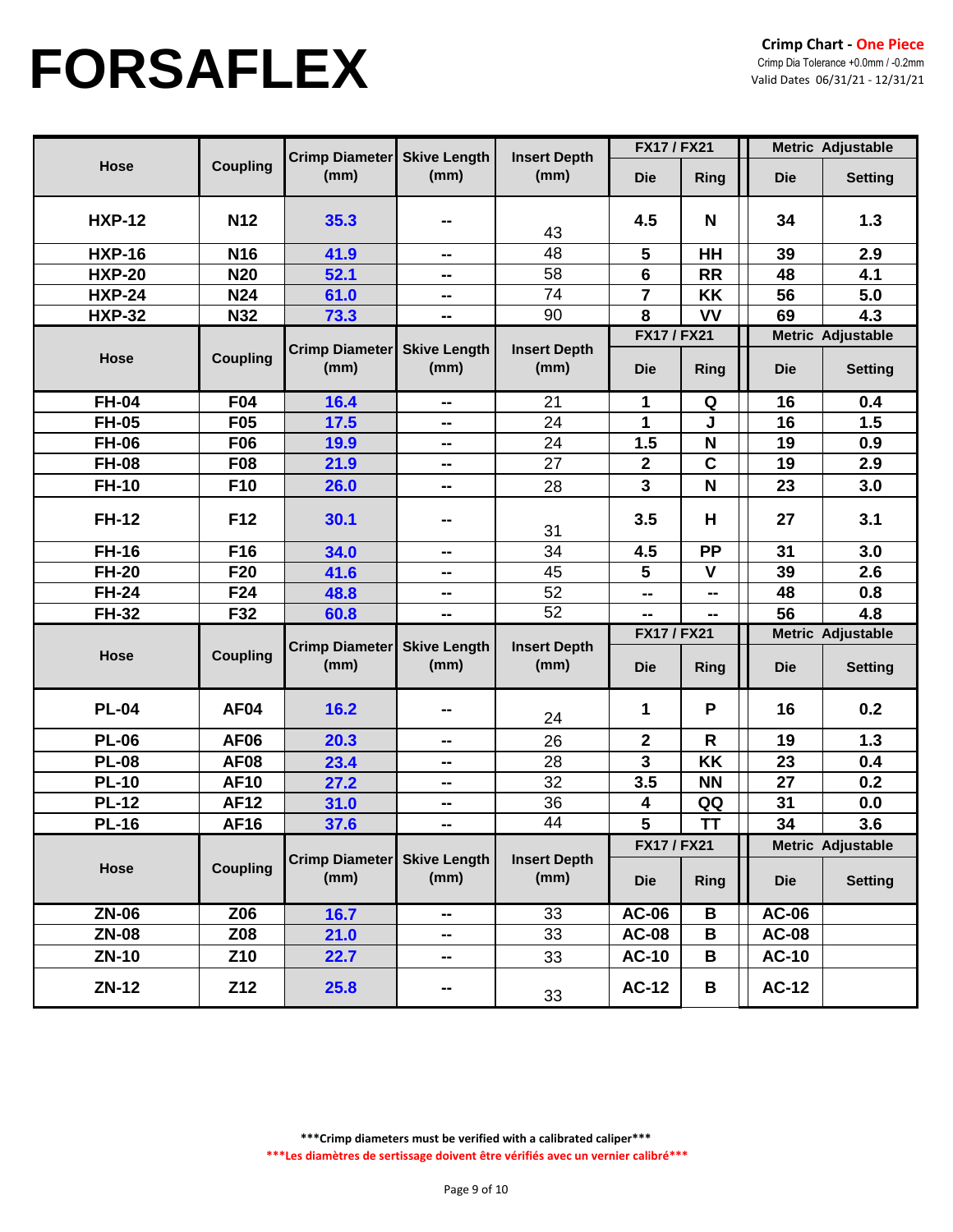# FORSAFLEX

**Crimp Chart - One Piece**
Crimp Dia Tolerance +0.0mm / -0.2mm
Valid Dates 06/31/21 - 12/31/21

| Hose | Coupling | Crimp Diameter (mm) | Skive Length (mm) | Insert Depth (mm) | FX17 / FX21 | | Metric Adjustable | |
|---|---|---|---|---|---|---|---|---|
| | | | | | Die | Ring | Die | Setting |
| HXP-12 | N12 | 35.3 | -- | 43 | 4.5 | N | 34 | 1.3 |
| HXP-16 | N16 | 41.9 | -- | 48 | 5 | HH | 39 | 2.9 |
| HXP-20 | N20 | 52.1 | -- | 58 | 6 | RR | 48 | 4.1 |
| HXP-24 | N24 | 61.0 | -- | 74 | 7 | KK | 56 | 5.0 |
| HXP-32 | N32 | 73.3 | -- | 90 | 8 | VV | 69 | 4.3 |
| **Hose** | **Coupling** | **Crimp Diameter (mm)** | **Skive Length (mm)** | **Insert Depth (mm)** | **FX17 / FX21 Die** | **Ring** | **Metric Adjustable Die** | **Setting** |
| FH-04 | F04 | 16.4 | -- | 21 | 1 | Q | 16 | 0.4 |
| FH-05 | F05 | 17.5 | -- | 24 | 1 | J | 16 | 1.5 |
| FH-06 | F06 | 19.9 | -- | 24 | 1.5 | N | 19 | 0.9 |
| FH-08 | F08 | 21.9 | -- | 27 | 2 | C | 19 | 2.9 |
| FH-10 | F10 | 26.0 | -- | 28 | 3 | N | 23 | 3.0 |
| FH-12 | F12 | 30.1 | -- | 31 | 3.5 | H | 27 | 3.1 |
| FH-16 | F16 | 34.0 | -- | 34 | 4.5 | PP | 31 | 3.0 |
| FH-20 | F20 | 41.6 | -- | 45 | 5 | V | 39 | 2.6 |
| FH-24 | F24 | 48.8 | -- | 52 | -- | -- | 48 | 0.8 |
| FH-32 | F32 | 60.8 | -- | 52 | -- | -- | 56 | 4.8 |
| **Hose** | **Coupling** | **Crimp Diameter (mm)** | **Skive Length (mm)** | **Insert Depth (mm)** | **FX17 / FX21 Die** | **Ring** | **Metric Adjustable Die** | **Setting** |
| PL-04 | AF04 | 16.2 | -- | 24 | 1 | P | 16 | 0.2 |
| PL-06 | AF06 | 20.3 | -- | 26 | 2 | R | 19 | 1.3 |
| PL-08 | AF08 | 23.4 | -- | 28 | 3 | KK | 23 | 0.4 |
| PL-10 | AF10 | 27.2 | -- | 32 | 3.5 | NN | 27 | 0.2 |
| PL-12 | AF12 | 31.0 | -- | 36 | 4 | QQ | 31 | 0.0 |
| PL-16 | AF16 | 37.6 | -- | 44 | 5 | TT | 34 | 3.6 |
| **Hose** | **Coupling** | **Crimp Diameter (mm)** | **Skive Length (mm)** | **Insert Depth (mm)** | **FX17 / FX21 Die** | **Ring** | **Metric Adjustable Die** | **Setting** |
| ZN-06 | Z06 | 16.7 | -- | 33 | AC-06 | B | AC-06 | |
| ZN-08 | Z08 | 21.0 | -- | 33 | AC-08 | B | AC-08 | |
| ZN-10 | Z10 | 22.7 | -- | 33 | AC-10 | B | AC-10 | |
| ZN-12 | Z12 | 25.8 | -- | 33 | AC-12 | B | AC-12 | |

**\*\*\*Crimp diameters must be verified with a calibrated caliper\*\*\***

**\*\*\*Les diamètres de sertissage doivent être vérifiés avec un vernier calibré\*\*\***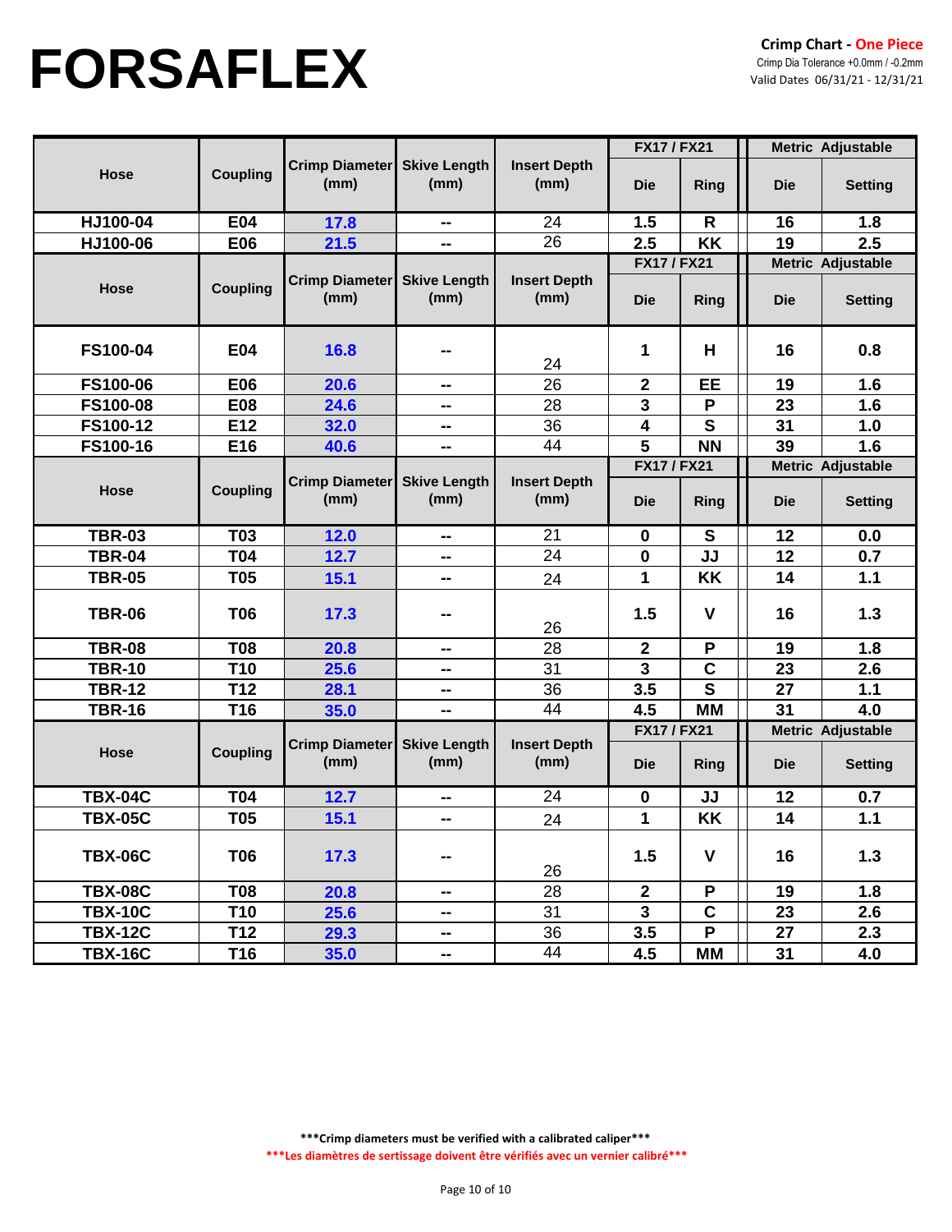# FORSAFLEX

**Crimp Chart - One Piece**
Crimp Dia Tolerance +0.0mm / -0.2mm
Valid Dates 06/31/21 - 12/31/21

| Hose | Coupling | Crimp Diameter (mm) | Skive Length (mm) | Insert Depth (mm) | FX17 / FX21 | | Metric Adjustable | |
|---|---|---|---|---|---|---|---|---|
| | | | | | Die | Ring | Die | Setting |
| HJ100-04 | E04 | 17.8 | -- | 24 | 1.5 | R | 16 | 1.8 |
| HJ100-06 | E06 | 21.5 | -- | 26 | 2.5 | KK | 19 | 2.5 |

| Hose | Coupling | Crimp Diameter (mm) | Skive Length (mm) | Insert Depth (mm) | FX17 / FX21 | | Metric Adjustable | |
|---|---|---|---|---|---|---|---|---|
| | | | | | Die | Ring | Die | Setting |
| FS100-04 | E04 | 16.8 | -- | 24 | 1 | H | 16 | 0.8 |
| FS100-06 | E06 | 20.6 | -- | 26 | 2 | EE | 19 | 1.6 |
| FS100-08 | E08 | 24.6 | -- | 28 | 3 | P | 23 | 1.6 |
| FS100-12 | E12 | 32.0 | -- | 36 | 4 | S | 31 | 1.0 |
| FS100-16 | E16 | 40.6 | -- | 44 | 5 | NN | 39 | 1.6 |

| Hose | Coupling | Crimp Diameter (mm) | Skive Length (mm) | Insert Depth (mm) | FX17 / FX21 | | Metric Adjustable | |
|---|---|---|---|---|---|---|---|---|
| | | | | | Die | Ring | Die | Setting |
| TBR-03 | T03 | 12.0 | -- | 21 | 0 | S | 12 | 0.0 |
| TBR-04 | T04 | 12.7 | -- | 24 | 0 | JJ | 12 | 0.7 |
| TBR-05 | T05 | 15.1 | -- | 24 | 1 | KK | 14 | 1.1 |
| TBR-06 | T06 | 17.3 | -- | 26 | 1.5 | V | 16 | 1.3 |
| TBR-08 | T08 | 20.8 | -- | 28 | 2 | P | 19 | 1.8 |
| TBR-10 | T10 | 25.6 | -- | 31 | 3 | C | 23 | 2.6 |
| TBR-12 | T12 | 28.1 | -- | 36 | 3.5 | S | 27 | 1.1 |
| TBR-16 | T16 | 35.0 | -- | 44 | 4.5 | MM | 31 | 4.0 |

| Hose | Coupling | Crimp Diameter (mm) | Skive Length (mm) | Insert Depth (mm) | FX17 / FX21 | | Metric Adjustable | |
|---|---|---|---|---|---|---|---|---|
| | | | | | Die | Ring | Die | Setting |
| TBX-04C | T04 | 12.7 | -- | 24 | 0 | JJ | 12 | 0.7 |
| TBX-05C | T05 | 15.1 | -- | 24 | 1 | KK | 14 | 1.1 |
| TBX-06C | T06 | 17.3 | -- | 26 | 1.5 | V | 16 | 1.3 |
| TBX-08C | T08 | 20.8 | -- | 28 | 2 | P | 19 | 1.8 |
| TBX-10C | T10 | 25.6 | -- | 31 | 3 | C | 23 | 2.6 |
| TBX-12C | T12 | 29.3 | -- | 36 | 3.5 | P | 27 | 2.3 |
| TBX-16C | T16 | 35.0 | -- | 44 | 4.5 | MM | 31 | 4.0 |

**\*\*\*Crimp diameters must be verified with a calibrated caliper\*\*\***

**\*\*\*Les diamètres de sertissage doivent être vérifiés avec un vernier calibré\*\*\***